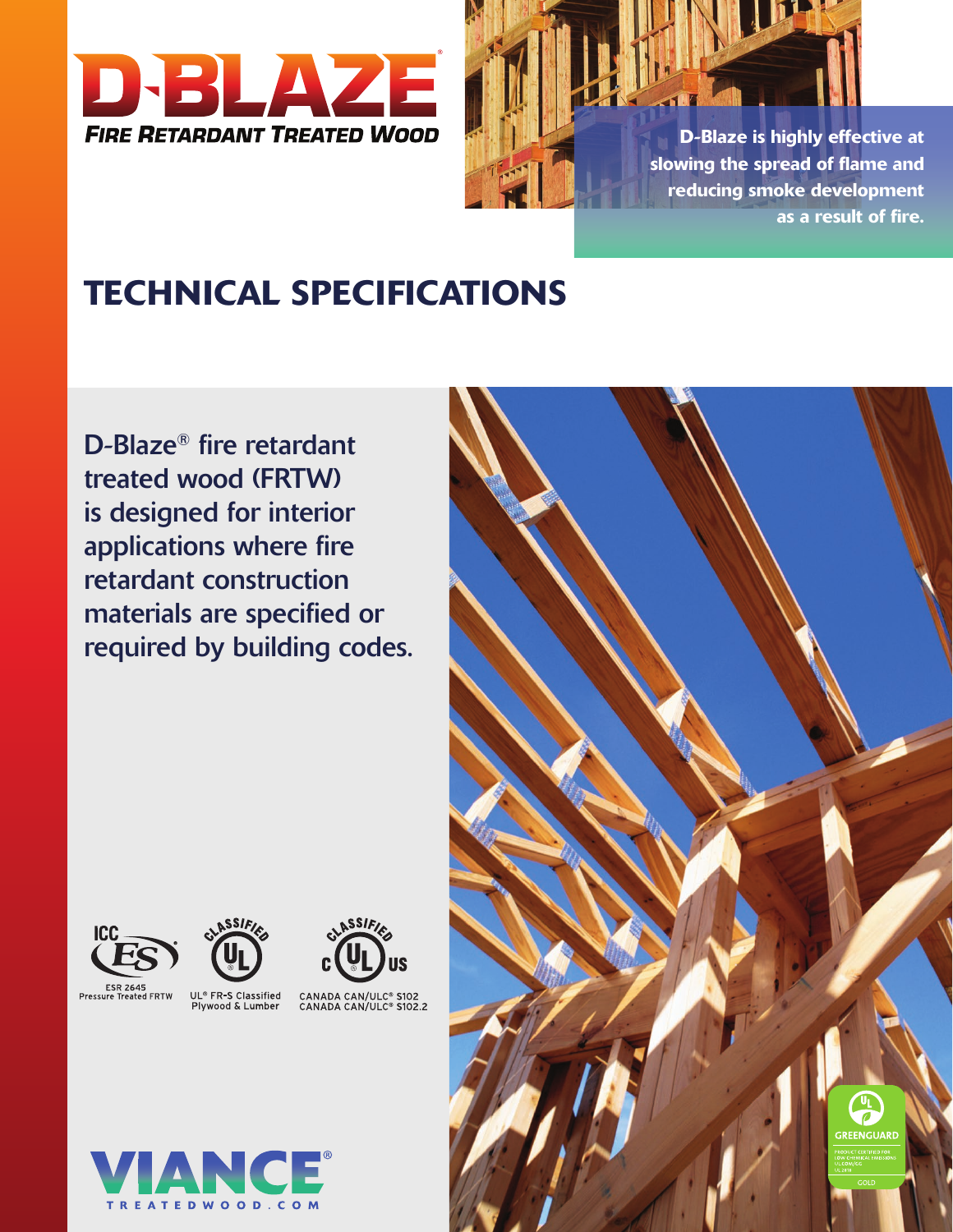# D-BLAZE®

***FIRE RETARDANT TREATED WOOD***

**D-Blaze is highly effective at slowing the spread of flame and reducing smoke development as a result of fire.**

# TECHNICAL SPECIFICATIONS

D-Blaze® fire retardant treated wood (FRTW) is designed for interior applications where fire retardant construction materials are specified or required by building codes.

ICC ES
ESR 2645
Pressure Treated FRTW

CLASSIFIED UL
UL® FR-S Classified
Plywood & Lumber

CLASSIFIED c UL US
CANADA CAN/ULC® S102
CANADA CAN/ULC® S102.2

VIANCE®
TREATEDWOOD.COM

UL GREENGUARD
PRODUCT CERTIFIED FOR LOW CHEMICAL EMISSIONS
UL.COM/GG
UL 2818
GOLD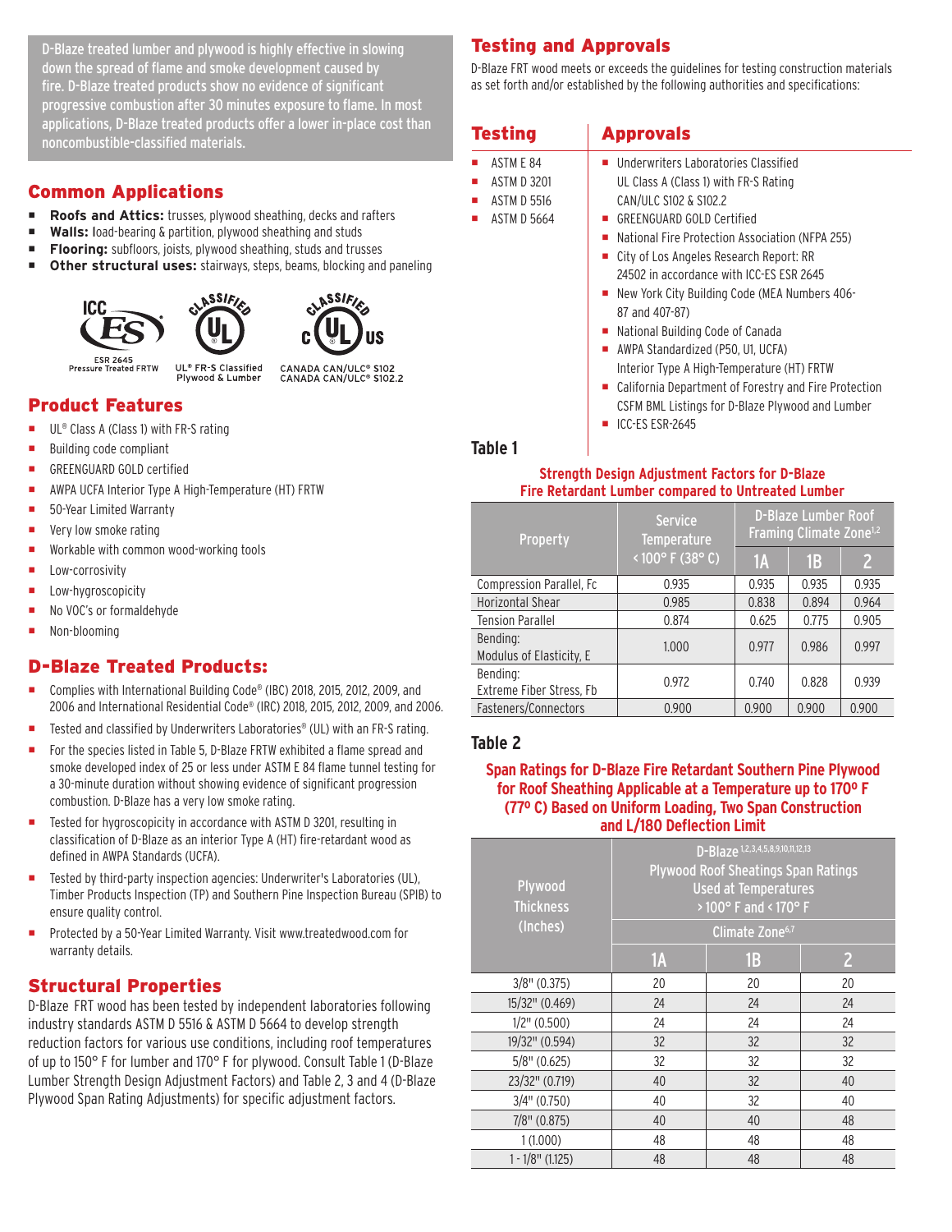D-Blaze treated lumber and plywood is highly effective in slowing down the spread of flame and smoke development caused by fire. D-Blaze treated products show no evidence of significant progressive combustion after 30 minutes exposure to flame. In most applications, D-Blaze treated products offer a lower in-place cost than noncombustible-classified materials.

## Common Applications

- **Roofs and Attics:** trusses, plywood sheathing, decks and rafters
- **Walls:** load-bearing & partition, plywood sheathing and studs
- **Flooring:** subfloors, joists, plywood sheathing, studs and trusses
- **Other structural uses:** stairways, steps, beams, blocking and paneling

ESR 2645 Pressure Treated FRTW

UL® FR-S Classified Plywood & Lumber

CANADA CAN/ULC® S102
CANADA CAN/ULC® S102.2

## Product Features

- UL® Class A (Class 1) with FR-S rating
- Building code compliant
- GREENGUARD GOLD certified
- AWPA UCFA Interior Type A High-Temperature (HT) FRTW
- 50-Year Limited Warranty
- Very low smoke rating
- Workable with common wood-working tools
- Low-corrosivity
- Low-hygroscopicity
- No VOC's or formaldehyde
- Non-blooming

## D-Blaze Treated Products:

- Complies with International Building Code® (IBC) 2018, 2015, 2012, 2009, and 2006 and International Residential Code® (IRC) 2018, 2015, 2012, 2009, and 2006.
- Tested and classified by Underwriters Laboratories® (UL) with an FR-S rating.
- For the species listed in Table 5, D-Blaze FRTW exhibited a flame spread and smoke developed index of 25 or less under ASTM E 84 flame tunnel testing for a 30-minute duration without showing evidence of significant progression combustion. D-Blaze has a very low smoke rating.
- Tested for hygroscopicity in accordance with ASTM D 3201, resulting in classification of D-Blaze as an interior Type A (HT) fire-retardant wood as defined in AWPA Standards (UCFA).
- Tested by third-party inspection agencies: Underwriter's Laboratories (UL), Timber Products Inspection (TP) and Southern Pine Inspection Bureau (SPIB) to ensure quality control.
- Protected by a 50-Year Limited Warranty. Visit www.treatedwood.com for warranty details.

## Structural Properties

D-Blaze FRT wood has been tested by independent laboratories following industry standards ASTM D 5516 & ASTM D 5664 to develop strength reduction factors for various use conditions, including roof temperatures of up to 150° F for lumber and 170° F for plywood. Consult Table 1 (D-Blaze Lumber Strength Design Adjustment Factors) and Table 2, 3 and 4 (D-Blaze Plywood Span Rating Adjustments) for specific adjustment factors.

## Testing and Approvals

D-Blaze FRT wood meets or exceeds the guidelines for testing construction materials as set forth and/or established by the following authorities and specifications:

### Testing

- ASTM E 84
- ASTM D 3201
- ASTM D 5516
- ASTM D 5664

### Approvals

- Underwriters Laboratories Classified UL Class A (Class 1) with FR-S Rating CAN/ULC S102 & S102.2
- GREENGUARD GOLD Certified
- National Fire Protection Association (NFPA 255)
- City of Los Angeles Research Report: RR 24502 in accordance with ICC-ES ESR 2645
- New York City Building Code (MEA Numbers 406-87 and 407-87)
- National Building Code of Canada
- AWPA Standardized (P50, U1, UCFA) Interior Type A High-Temperature (HT) FRTW
- California Department of Forestry and Fire Protection CSFM BML Listings for D-Blaze Plywood and Lumber
- ICC-ES ESR-2645

### Table 1

**Strength Design Adjustment Factors for D-Blaze Fire Retardant Lumber compared to Untreated Lumber**

| Property | Service Temperature < 100° F (38° C) | D-Blaze Lumber Roof Framing Climate Zone[1,2] | | |
|---|---|---|---|---|
| | | 1A | 1B | 2 |
| Compression Parallel, Fc | 0.935 | 0.935 | 0.935 | 0.935 |
| Horizontal Shear | 0.985 | 0.838 | 0.894 | 0.964 |
| Tension Parallel | 0.874 | 0.625 | 0.775 | 0.905 |
| Bending: Modulus of Elasticity, E | 1.000 | 0.977 | 0.986 | 0.997 |
| Bending: Extreme Fiber Stress, Fb | 0.972 | 0.740 | 0.828 | 0.939 |
| Fasteners/Connectors | 0.900 | 0.900 | 0.900 | 0.900 |

### Table 2

**Span Ratings for D-Blaze Fire Retardant Southern Pine Plywood for Roof Sheathing Applicable at a Temperature up to 170° F (77° C) Based on Uniform Loading, Two Span Construction and L/180 Deflection Limit**

| Plywood Thickness (Inches) | D-Blaze[1,2,3,4,5,8,9,10,11,12,13] Plywood Roof Sheatings Span Ratings Used at Temperatures > 100° F and < 170° F — Climate Zone[6,7] | | |
|---|---|---|---|
| | 1A | 1B | 2 |
| 3/8" (0.375) | 20 | 20 | 20 |
| 15/32" (0.469) | 24 | 24 | 24 |
| 1/2" (0.500) | 24 | 24 | 24 |
| 19/32" (0.594) | 32 | 32 | 32 |
| 5/8" (0.625) | 32 | 32 | 32 |
| 23/32" (0.719) | 40 | 32 | 40 |
| 3/4" (0.750) | 40 | 32 | 40 |
| 7/8" (0.875) | 40 | 40 | 48 |
| 1 (1.000) | 48 | 48 | 48 |
| 1 - 1/8" (1.125) | 48 | 48 | 48 |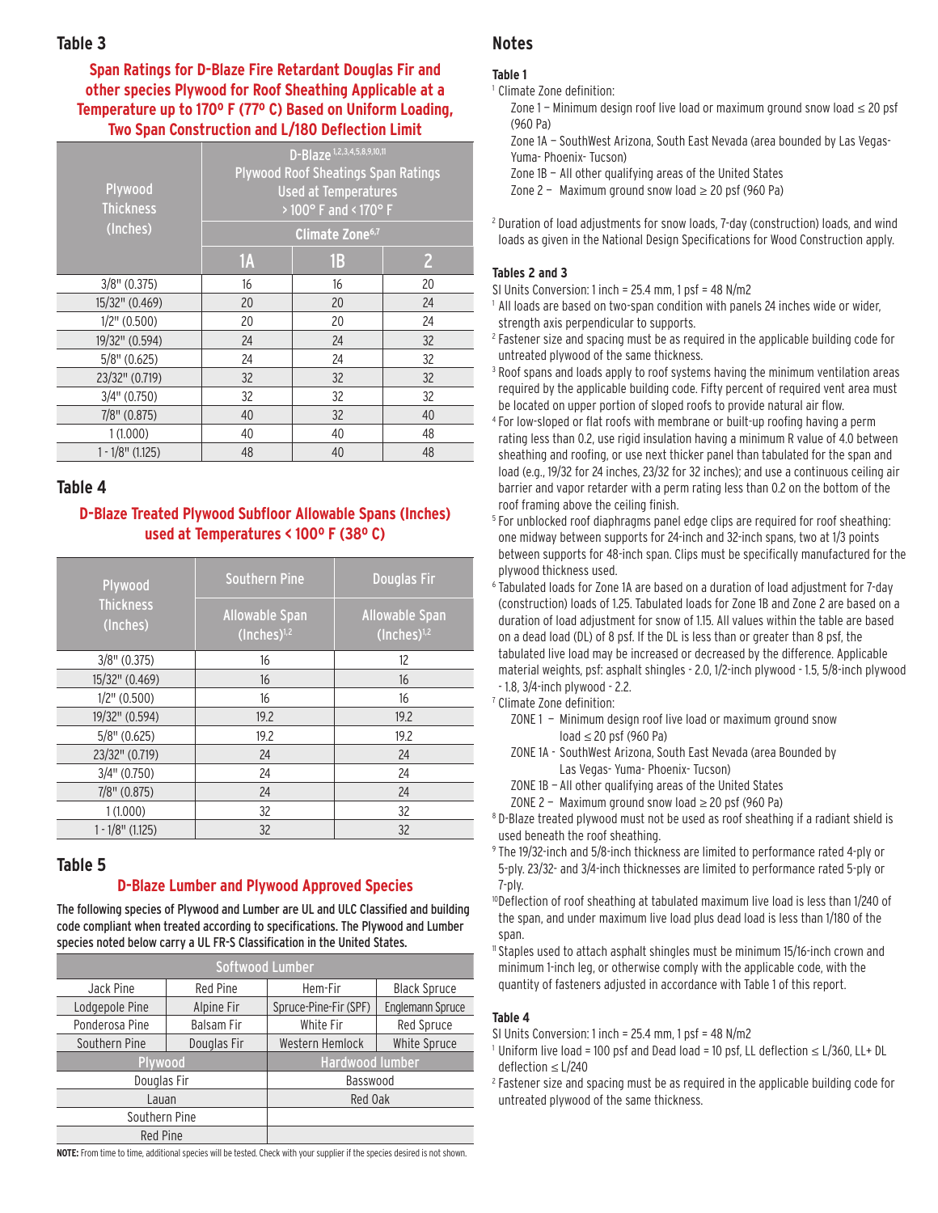## Table 3

### Span Ratings for D-Blaze Fire Retardant Douglas Fir and other species Plywood for Roof Sheathing Applicable at a Temperature up to 170º F (77º C) Based on Uniform Loading, Two Span Construction and L/180 Deflection Limit

| Plywood Thickness (Inches) | D-Blaze [1,2,3,4,5,8,9,10,11] Plywood Roof Sheatings Span Ratings Used at Temperatures > 100° F and < 170° F | | |
|---|---|---|---|
| | Climate Zone[6,7] | | |
| | 1A | 1B | 2 |
| 3/8" (0.375) | 16 | 16 | 20 |
| 15/32" (0.469) | 20 | 20 | 24 |
| 1/2" (0.500) | 20 | 20 | 24 |
| 19/32" (0.594) | 24 | 24 | 32 |
| 5/8" (0.625) | 24 | 24 | 32 |
| 23/32" (0.719) | 32 | 32 | 32 |
| 3/4" (0.750) | 32 | 32 | 32 |
| 7/8" (0.875) | 40 | 32 | 40 |
| 1 (1.000) | 40 | 40 | 48 |
| 1 - 1/8" (1.125) | 48 | 40 | 48 |

## Table 4

### D-Blaze Treated Plywood Subfloor Allowable Spans (Inches) used at Temperatures < 100º F (38º C)

| Plywood Thickness (Inches) | Southern Pine | Douglas Fir |
|---|---|---|
| | Allowable Span (Inches)[1,2] | Allowable Span (Inches)[1,2] |
| 3/8" (0.375) | 16 | 12 |
| 15/32" (0.469) | 16 | 16 |
| 1/2" (0.500) | 16 | 16 |
| 19/32" (0.594) | 19.2 | 19.2 |
| 5/8" (0.625) | 19.2 | 19.2 |
| 23/32" (0.719) | 24 | 24 |
| 3/4" (0.750) | 24 | 24 |
| 7/8" (0.875) | 24 | 24 |
| 1 (1.000) | 32 | 32 |
| 1 - 1/8" (1.125) | 32 | 32 |

## Table 5

### D-Blaze Lumber and Plywood Approved Species

**The following species of Plywood and Lumber are UL and ULC Classified and building code compliant when treated according to specifications. The Plywood and Lumber species noted below carry a UL FR-S Classification in the United States.**

| Softwood Lumber | | | |
|---|---|---|---|
| Jack Pine | Red Pine | Hem-Fir | Black Spruce |
| Lodgepole Pine | Alpine Fir | Spruce-Pine-Fir (SPF) | Englemann Spruce |
| Ponderosa Pine | Balsam Fir | White Fir | Red Spruce |
| Southern Pine | Douglas Fir | Western Hemlock | White Spruce |
| **Plywood** | | **Hardwood lumber** | |
| Douglas Fir | | Basswood | |
| Lauan | | Red Oak | |
| Southern Pine | | | |
| Red Pine | | | |

**NOTE:** From time to time, additional species will be tested. Check with your supplier if the species desired is not shown.

## Notes

### Table 1

[1] Climate Zone definition:

Zone 1 – Minimum design roof live load or maximum ground snow load ≤ 20 psf (960 Pa)

Zone 1A – SouthWest Arizona, South East Nevada (area bounded by Las Vegas- Yuma- Phoenix- Tucson)

Zone 1B – All other qualifying areas of the United States

Zone 2 – Maximum ground snow load ≥ 20 psf (960 Pa)

[2] Duration of load adjustments for snow loads, 7-day (construction) loads, and wind loads as given in the National Design Specifications for Wood Construction apply.

### Tables 2 and 3

SI Units Conversion: 1 inch = 25.4 mm, 1 psf = 48 N/m2

[1] All loads are based on two-span condition with panels 24 inches wide or wider, strength axis perpendicular to supports.

[2] Fastener size and spacing must be as required in the applicable building code for untreated plywood of the same thickness.

[3] Roof spans and loads apply to roof systems having the minimum ventilation areas required by the applicable building code. Fifty percent of required vent area must be located on upper portion of sloped roofs to provide natural air flow.

[4] For low-sloped or flat roofs with membrane or built-up roofing having a perm rating less than 0.2, use rigid insulation having a minimum R value of 4.0 between sheathing and roofing, or use next thicker panel than tabulated for the span and load (e.g., 19/32 for 24 inches, 23/32 for 32 inches); and use a continuous ceiling air barrier and vapor retarder with a perm rating less than 0.2 on the bottom of the roof framing above the ceiling finish.

[5] For unblocked roof diaphragms panel edge clips are required for roof sheathing: one midway between supports for 24-inch and 32-inch spans, two at 1/3 points between supports for 48-inch span. Clips must be specifically manufactured for the plywood thickness used.

[6] Tabulated loads for Zone 1A are based on a duration of load adjustment for 7-day (construction) loads of 1.25. Tabulated loads for Zone 1B and Zone 2 are based on a duration of load adjustment for snow of 1.15. All values within the table are based on a dead load (DL) of 8 psf. If the DL is less than or greater than 8 psf, the tabulated live load may be increased or decreased by the difference. Applicable material weights, psf: asphalt shingles - 2.0, 1/2-inch plywood - 1.5, 5/8-inch plywood - 1.8, 3/4-inch plywood - 2.2.

[7] Climate Zone definition:

ZONE 1 – Minimum design roof live load or maximum ground snow load ≤ 20 psf (960 Pa)

ZONE 1A - SouthWest Arizona, South East Nevada (area Bounded by Las Vegas- Yuma- Phoenix- Tucson)

ZONE 1B – All other qualifying areas of the United States

ZONE 2 – Maximum ground snow load ≥ 20 psf (960 Pa)

[8] D-Blaze treated plywood must not be used as roof sheathing if a radiant shield is used beneath the roof sheathing.

[9] The 19/32-inch and 5/8-inch thickness are limited to performance rated 4-ply or 5-ply. 23/32- and 3/4-inch thicknesses are limited to performance rated 5-ply or 7-ply.

[10] Deflection of roof sheathing at tabulated maximum live load is less than 1/240 of the span, and under maximum live load plus dead load is less than 1/180 of the span.

[11] Staples used to attach asphalt shingles must be minimum 15/16-inch crown and minimum 1-inch leg, or otherwise comply with the applicable code, with the quantity of fasteners adjusted in accordance with Table 1 of this report.

### Table 4

SI Units Conversion: 1 inch = 25.4 mm, 1 psf = 48 N/m2

[1] Uniform live load = 100 psf and Dead load = 10 psf, LL deflection ≤ L/360, LL+ DL deflection ≤ L/240

[2] Fastener size and spacing must be as required in the applicable building code for untreated plywood of the same thickness.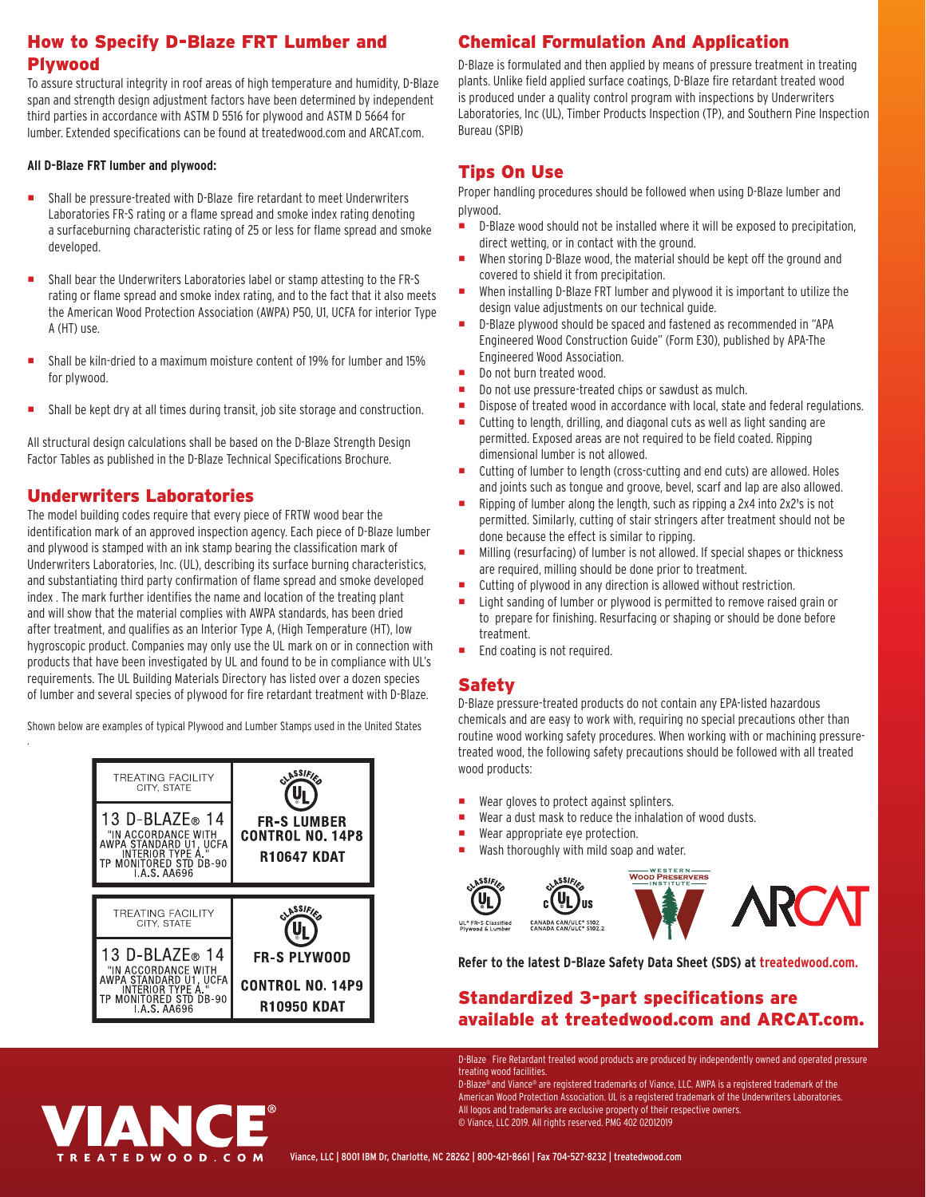## How to Specify D-Blaze FRT Lumber and Plywood

To assure structural integrity in roof areas of high temperature and humidity, D-Blaze span and strength design adjustment factors have been determined by independent third parties in accordance with ASTM D 5516 for plywood and ASTM D 5664 for lumber. Extended specifications can be found at treatedwood.com and ARCAT.com.

**All D-Blaze FRT lumber and plywood:**

- Shall be pressure-treated with D-Blaze fire retardant to meet Underwriters Laboratories FR-S rating or a flame spread and smoke index rating denoting a surfaceburning characteristic rating of 25 or less for flame spread and smoke developed.
- Shall bear the Underwriters Laboratories label or stamp attesting to the FR-S rating or flame spread and smoke index rating, and to the fact that it also meets the American Wood Protection Association (AWPA) P50, U1, UCFA for interior Type A (HT) use.
- Shall be kiln-dried to a maximum moisture content of 19% for lumber and 15% for plywood.
- Shall be kept dry at all times during transit, job site storage and construction.

All structural design calculations shall be based on the D-Blaze Strength Design Factor Tables as published in the D-Blaze Technical Specifications Brochure.

## Underwriters Laboratories

The model building codes require that every piece of FRTW wood bear the identification mark of an approved inspection agency. Each piece of D-Blaze lumber and plywood is stamped with an ink stamp bearing the classification mark of Underwriters Laboratories, Inc. (UL), describing its surface burning characteristics, and substantiating third party confirmation of flame spread and smoke developed index . The mark further identifies the name and location of the treating plant and will show that the material complies with AWPA standards, has been dried after treatment, and qualifies as an Interior Type A, (High Temperature (HT), low hygroscopic product. Companies may only use the UL mark on or in connection with products that have been investigated by UL and found to be in compliance with UL's requirements. The UL Building Materials Directory has listed over a dozen species of lumber and several species of plywood for fire retardant treatment with D-Blaze.

Shown below are examples of typical Plywood and Lumber Stamps used in the United States

TREATING FACILITY
CITY, STATE
13 D-BLAZE® 14
"IN ACCORDANCE WITH AWPA STANDARD U1, UCFA INTERIOR TYPE A."
TP MONITORED STD DB-90
I.A.S. AA696

CLASSIFIED UL
FR-S LUMBER
CONTROL NO. 14P8
R10647 KDAT

TREATING FACILITY
CITY, STATE
13 D-BLAZE® 14
"IN ACCORDANCE WITH AWPA STANDARD U1, UCFA INTERIOR TYPE A."
TP MONITORED STD DB-90
I.A.S. AA696

CLASSIFIED UL
FR-S PLYWOOD
CONTROL NO. 14P9
R10950 KDAT

## Chemical Formulation And Application

D-Blaze is formulated and then applied by means of pressure treatment in treating plants. Unlike field applied surface coatings, D-Blaze fire retardant treated wood is produced under a quality control program with inspections by Underwriters Laboratories, Inc (UL), Timber Products Inspection (TP), and Southern Pine Inspection Bureau (SPIB)

## Tips On Use

Proper handling procedures should be followed when using D-Blaze lumber and plywood.

- D-Blaze wood should not be installed where it will be exposed to precipitation, direct wetting, or in contact with the ground.
- When storing D-Blaze wood, the material should be kept off the ground and covered to shield it from precipitation.
- When installing D-Blaze FRT lumber and plywood it is important to utilize the design value adjustments on our technical guide.
- D-Blaze plywood should be spaced and fastened as recommended in "APA Engineered Wood Construction Guide" (Form E30), published by APA-The Engineered Wood Association.
- Do not burn treated wood.
- Do not use pressure-treated chips or sawdust as mulch.
- Dispose of treated wood in accordance with local, state and federal regulations.
- Cutting to length, drilling, and diagonal cuts as well as light sanding are permitted. Exposed areas are not required to be field coated. Ripping dimensional lumber is not allowed.
- Cutting of lumber to length (cross-cutting and end cuts) are allowed. Holes and joints such as tongue and groove, bevel, scarf and lap are also allowed.
- Ripping of lumber along the length, such as ripping a 2x4 into 2x2's is not permitted. Similarly, cutting of stair stringers after treatment should not be done because the effect is similar to ripping.
- Milling (resurfacing) of lumber is not allowed. If special shapes or thickness are required, milling should be done prior to treatment.
- Cutting of plywood in any direction is allowed without restriction.
- Light sanding of lumber or plywood is permitted to remove raised grain or to prepare for finishing. Resurfacing or shaping or should be done before treatment.
- End coating is not required.

## Safety

D-Blaze pressure-treated products do not contain any EPA-listed hazardous chemicals and are easy to work with, requiring no special precautions other than routine wood working safety procedures. When working with or machining pressure-treated wood, the following safety precautions should be followed with all treated wood products:

- Wear gloves to protect against splinters.
- Wear a dust mask to reduce the inhalation of wood dusts.
- Wear appropriate eye protection.
- Wash thoroughly with mild soap and water.

UL® FR-S Classified Plywood & Lumber

CANADA CAN/ULC® S102
CANADA CAN/ULC® S102.2

WESTERN WOOD PRESERVERS INSTITUTE

ARCAT

**Refer to the latest D-Blaze Safety Data Sheet (SDS) at treatedwood.com.**

## Standardized 3-part specifications are available at treatedwood.com and ARCAT.com.

D-Blaze Fire Retardant treated wood products are produced by independently owned and operated pressure treating wood facilities.
D-Blaze® and Viance® are registered trademarks of Viance, LLC. AWPA is a registered trademark of the American Wood Protection Association. UL is a registered trademark of the Underwriters Laboratories. All logos and trademarks are exclusive property of their respective owners.
© Viance, LLC 2019. All rights reserved. PMG 402 02012019

VIANCE® TREATEDWOOD.COM

Viance, LLC | 8001 IBM Dr, Charlotte, NC 28262 | 800-421-8661 | Fax 704-527-8232 | treatedwood.com